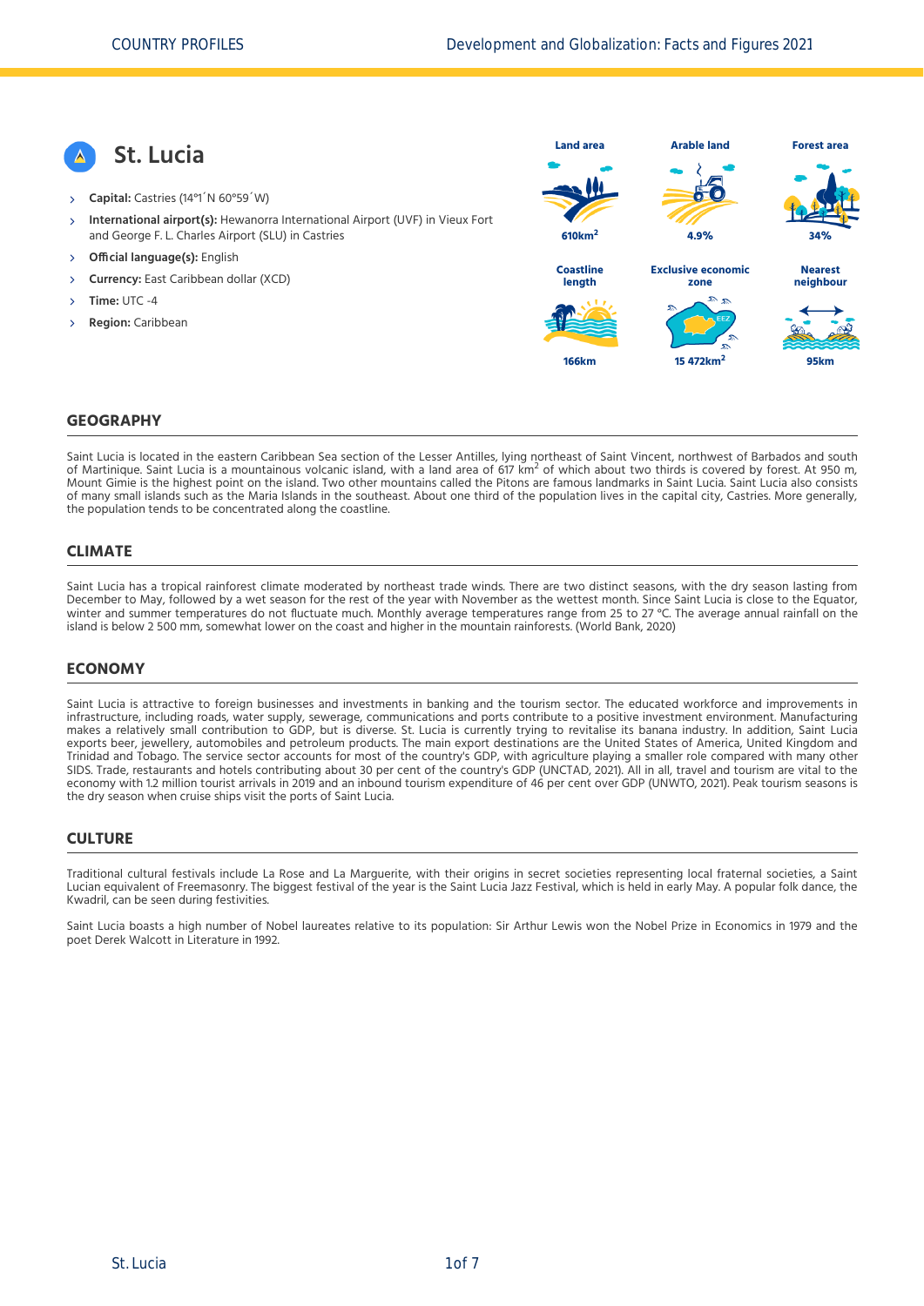# St. Lucia

- **Capital:** Castries (14°1´N 60°59´W)
- **International airport(s):** Hewanorra International Airport (UVF) in Vieux Fort and George F. L. Charles Airport (SLU) in Castries
- **Official language(s):** English
- **Currency:** East Caribbean dollar (XCD)
- **Time:** UTC -4
- **Region:** Caribbean

| Land area | Arable land | Forest area |
|---|---|---|
| 610km$^2$ | 4.9% | 34% |

| Coastline length | Exclusive economic zone | Nearest neighbour |
|---|---|---|
| 166km | 15 472km$^2$ | 95km |

## GEOGRAPHY

Saint Lucia is located in the eastern Caribbean Sea section of the Lesser Antilles, lying northeast of Saint Vincent, northwest of Barbados and south of Martinique. Saint Lucia is a mountainous volcanic island, with a land area of 617 km$^2$ of which about two thirds is covered by forest. At 950 m, Mount Gimie is the highest point on the island. Two other mountains called the Pitons are famous landmarks in Saint Lucia. Saint Lucia also consists of many small islands such as the Maria Islands in the southeast. About one third of the population lives in the capital city, Castries. More generally, the population tends to be concentrated along the coastline.

## CLIMATE

Saint Lucia has a tropical rainforest climate moderated by northeast trade winds. There are two distinct seasons, with the dry season lasting from December to May, followed by a wet season for the rest of the year with November as the wettest month. Since Saint Lucia is close to the Equator, winter and summer temperatures do not fluctuate much. Monthly average temperatures range from 25 to 27 °C. The average annual rainfall on the island is below 2 500 mm, somewhat lower on the coast and higher in the mountain rainforests. (World Bank, 2020)

## ECONOMY

Saint Lucia is attractive to foreign businesses and investments in banking and the tourism sector. The educated workforce and improvements in infrastructure, including roads, water supply, sewerage, communications and ports contribute to a positive investment environment. Manufacturing makes a relatively small contribution to GDP, but is diverse. St. Lucia is currently trying to revitalise its banana industry. In addition, Saint Lucia exports beer, jewellery, automobiles and petroleum products. The main export destinations are the United States of America, United Kingdom and Trinidad and Tobago. The service sector accounts for most of the country's GDP, with agriculture playing a smaller role compared with many other SIDS. Trade, restaurants and hotels contributing about 30 per cent of the country's GDP (UNCTAD, 2021). All in all, travel and tourism are vital to the economy with 1.2 million tourist arrivals in 2019 and an inbound tourism expenditure of 46 per cent over GDP (UNWTO, 2021). Peak tourism seasons is the dry season when cruise ships visit the ports of Saint Lucia.

## CULTURE

Traditional cultural festivals include La Rose and La Marguerite, with their origins in secret societies representing local fraternal societies, a Saint Lucian equivalent of Freemasonry. The biggest festival of the year is the Saint Lucia Jazz Festival, which is held in early May. A popular folk dance, the Kwadril, can be seen during festivities.

Saint Lucia boasts a high number of Nobel laureates relative to its population: Sir Arthur Lewis won the Nobel Prize in Economics in 1979 and the poet Derek Walcott in Literature in 1992.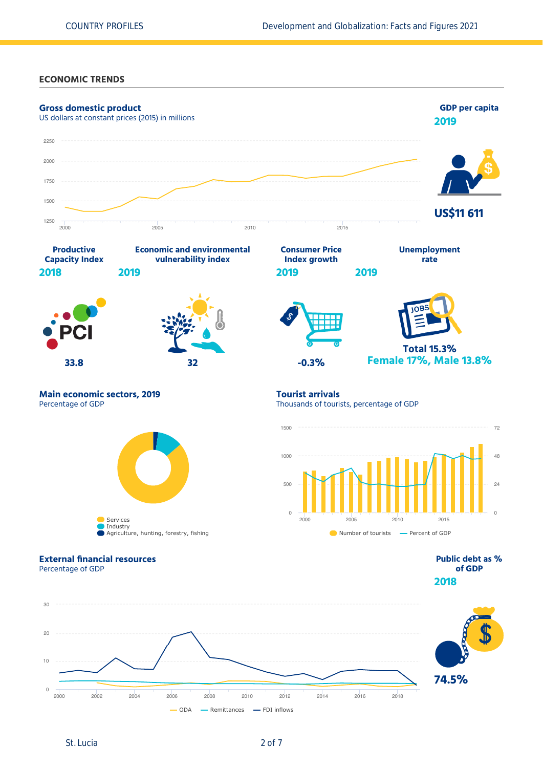## ECONOMIC TRENDS

### Gross domestic product

US dollars at constant prices (2015) in millions

2250
2000
1750
1500
1250

2000 2005 2010 2015

### GDP per capita

**2019**

**US$11 611**

### Productive Capacity Index

**2018**

PCI

**33.8**

### Economic and environmental vulnerability index

**2019**

**32**

### Consumer Price Index growth

**2019**

**-0.3%**

### Unemployment rate

**2019**

JOBS

**Total 15.3%**
**Female 17%, Male 13.8%**

### Main economic sectors, 2019

Percentage of GDP

- Services
- Industry
- Agriculture, hunting, forestry, fishing

### Tourist arrivals

Thousands of tourists, percentage of GDP

1500 72
1000 48
500 24
0 0

2000 2005 2010 2015

Number of tourists — Percent of GDP

### External financial resources

Percentage of GDP

30
20
10
0

2000 2002 2004 2006 2008 2010 2012 2014 2016 2018

ODA — Remittances — FDI inflows

### Public debt as % of GDP

**2018**

**74.5%**

St. Lucia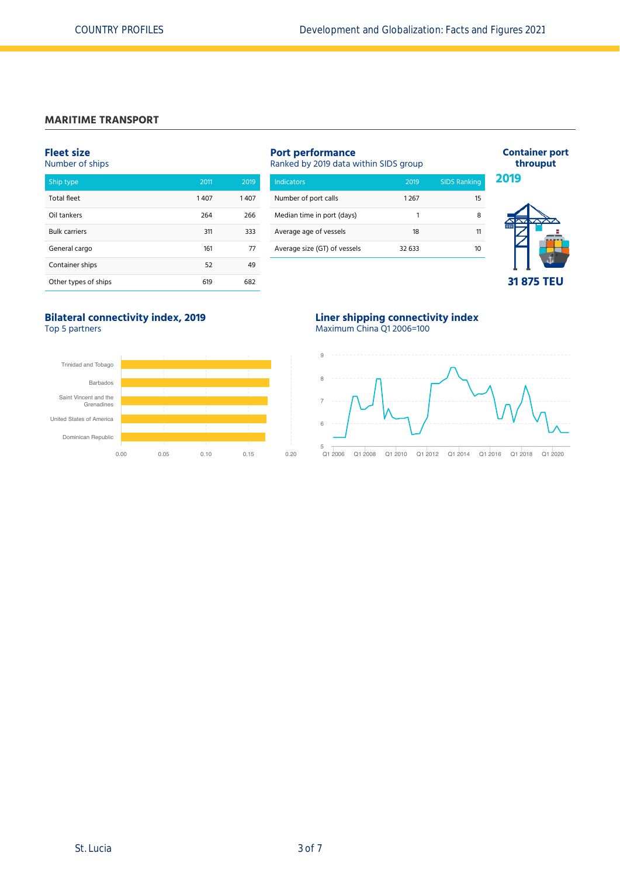## MARITIME TRANSPORT

### Fleet size
Number of ships

| Ship type | 2011 | 2019 |
|---|---|---|
| Total fleet | 1 407 | 1 407 |
| Oil tankers | 264 | 266 |
| Bulk carriers | 311 | 333 |
| General cargo | 161 | 77 |
| Container ships | 52 | 49 |
| Other types of ships | 619 | 682 |

### Port performance
Ranked by 2019 data within SIDS group

| Indicators | 2019 | SIDS Ranking |
|---|---|---|
| Number of port calls | 1 267 | 15 |
| Median time in port (days) | 1 | 8 |
| Average age of vessels | 18 | 11 |
| Average size (GT) of vessels | 32 633 | 10 |

### Container port throuput

**2019**

**31 875 TEU**

### Bilateral connectivity index, 2019
Top 5 partners

Trinidad and Tobago
Barbados
Saint Vincent and the Grenadines
United States of America
Dominican Republic

0.00 0.05 0.10 0.15 0.20

### Liner shipping connectivity index
Maximum China Q1 2006=100

Q1 2006, Q1 2008, Q1 2010, Q1 2012, Q1 2014, Q1 2016, Q1 2018, Q1 2020

5, 6, 7, 8, 9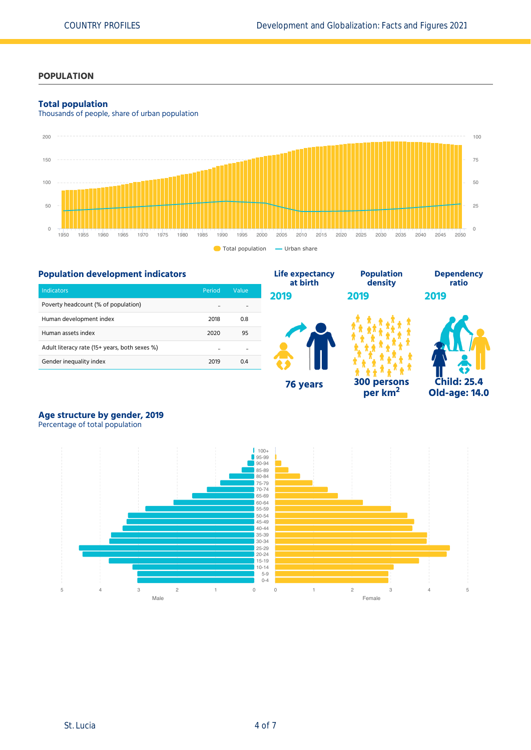## POPULATION

### Total population

Thousands of people, share of urban population

### Population development indicators

| Indicators | Period | Value |
|---|---|---|
| Poverty headcount (% of population) | .. | .. |
| Human development index | 2018 | 0.8 |
| Human assets index | 2020 | 95 |
| Adult literacy rate (15+ years, both sexes %) | .. | .. |
| Gender inequality index | 2019 | 0.4 |

**Life expectancy at birth**
2019
76 years

**Population density**
2019
300 persons per km$^2$

**Dependency ratio**
2019
Child: 25.4
Old-age: 14.0

### Age structure by gender, 2019

Percentage of total population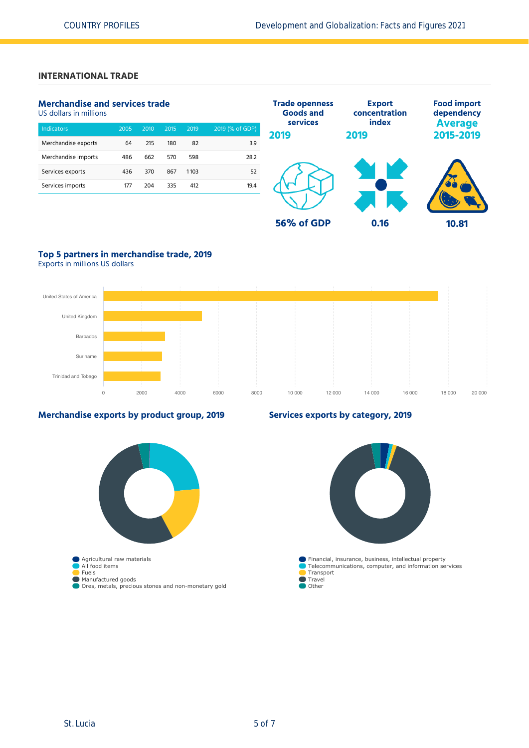## INTERNATIONAL TRADE

### Merchandise and services trade

US dollars in millions

| Indicators | 2005 | 2010 | 2015 | 2019 | 2019 (% of GDP) |
|---|---|---|---|---|---|
| Merchandise exports | 64 | 215 | 180 | 82 | 3.9 |
| Merchandise imports | 486 | 662 | 570 | 598 | 28.2 |
| Services exports | 436 | 370 | 867 | 1 103 | 52 |
| Services imports | 177 | 204 | 335 | 412 | 19.4 |

**Trade openness Goods and services 2019**

**56% of GDP**

**Export concentration index 2019**

**0.16**

**Food import dependency Average 2015-2019**

**10.81**

### Top 5 partners in merchandise trade, 2019

Exports in millions US dollars

United States of America
United Kingdom
Barbados
Suriname
Trinidad and Tobago

0 2000 4000 6000 8000 10 000 12 000 14 000 16 000 18 000 20 000

### Merchandise exports by product group, 2019

- Agricultural raw materials
- All food items
- Fuels
- Manufactured goods
- Ores, metals, precious stones and non-monetary gold

### Services exports by category, 2019

- Financial, insurance, business, intellectual property
- Telecommunications, computer, and information services
- Transport
- Travel
- Other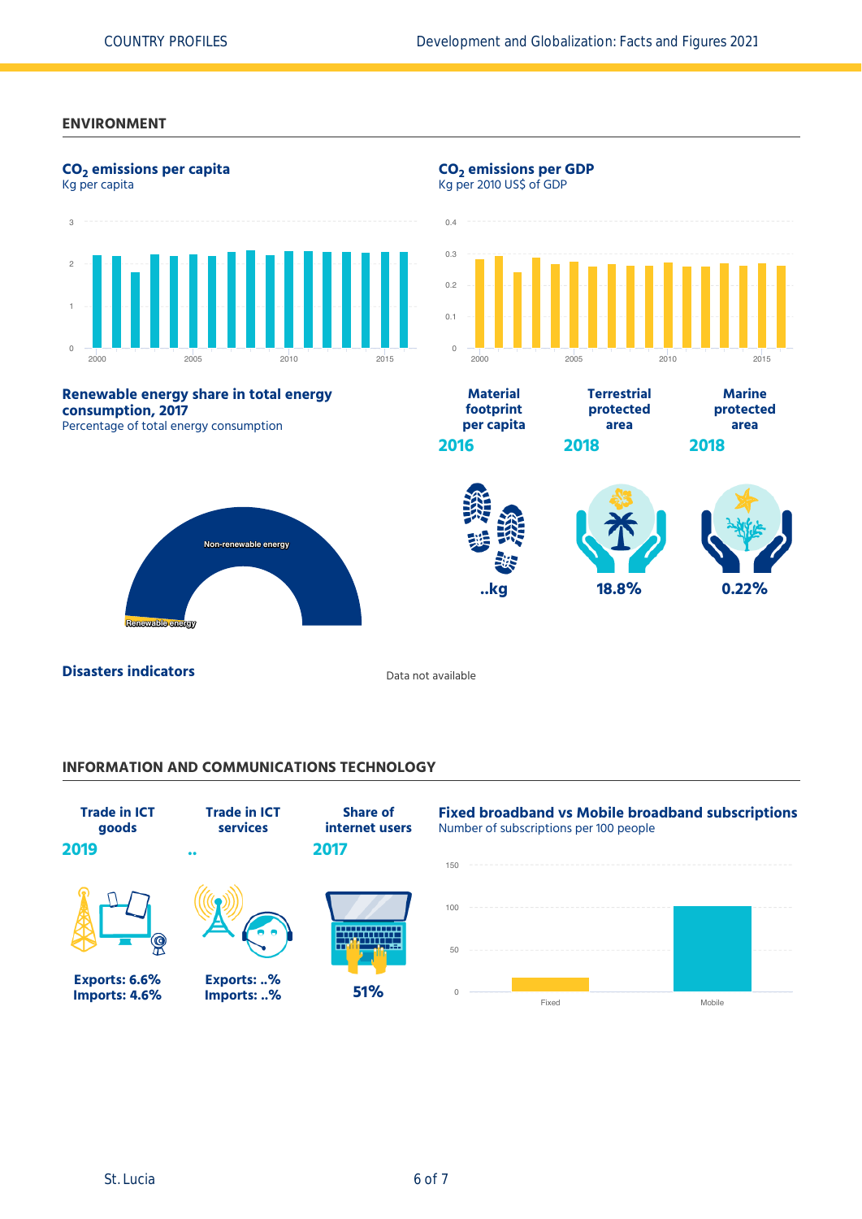## ENVIRONMENT

### $CO_2$ emissions per capita

Kg per capita

### $CO_2$ emissions per GDP

Kg per 2010 US$ of GDP

### Renewable energy share in total energy consumption, 2017

Percentage of total energy consumption

Non-renewable energy

Renewable energy

| Material footprint per capita | Terrestrial protected area | Marine protected area |
|---|---|---|
| 2016 | 2018 | 2018 |
| ..kg | 18.8% | 0.22% |

### Disasters indicators

Data not available

## INFORMATION AND COMMUNICATIONS TECHNOLOGY

| Trade in ICT goods | Trade in ICT services | Share of internet users |
|---|---|---|
| 2019 | .. | 2017 |
| Exports: 6.6%<br>Imports: 4.6% | Exports: ..%<br>Imports: ..% | 51% |

### Fixed broadband vs Mobile broadband subscriptions

Number of subscriptions per 100 people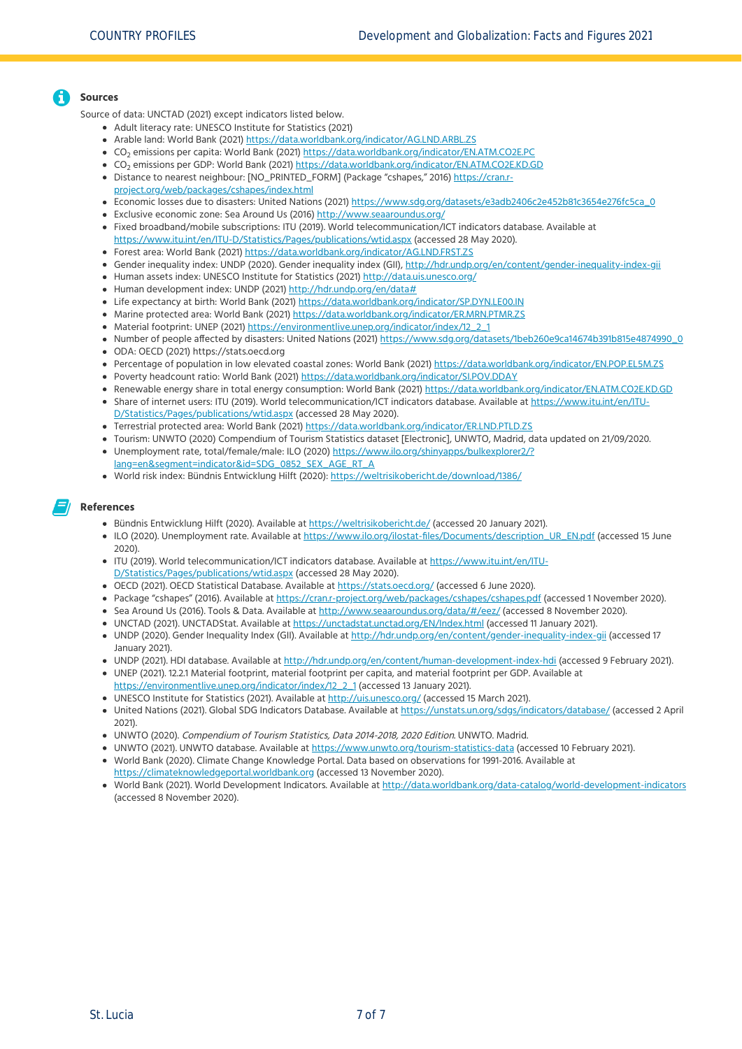## Sources

Source of data: UNCTAD (2021) except indicators listed below.

- Adult literacy rate: UNESCO Institute for Statistics (2021)
- Arable land: World Bank (2021) https://data.worldbank.org/indicator/AG.LND.ARBL.ZS
- $CO_2$ emissions per capita: World Bank (2021) https://data.worldbank.org/indicator/EN.ATM.CO2E.PC
- $CO_2$ emissions per GDP: World Bank (2021) https://data.worldbank.org/indicator/EN.ATM.CO2E.KD.GD
- Distance to nearest neighbour: [NO_PRINTED_FORM] (Package "cshapes," 2016) https://cran.r-project.org/web/packages/cshapes/index.html
- Economic losses due to disasters: United Nations (2021) https://www.sdg.org/datasets/e3adb2406c2e452b81c3654e276fc5ca_0
- Exclusive economic zone: Sea Around Us (2016) http://www.seaaroundus.org/
- Fixed broadband/mobile subscriptions: ITU (2019). World telecommunication/ICT indicators database. Available at https://www.itu.int/en/ITU-D/Statistics/Pages/publications/wtid.aspx (accessed 28 May 2020).
- Forest area: World Bank (2021) https://data.worldbank.org/indicator/AG.LND.FRST.ZS
- Gender inequality index: UNDP (2020). Gender inequality index (GII), http://hdr.undp.org/en/content/gender-inequality-index-gii
- Human assets index: UNESCO Institute for Statistics (2021) http://data.uis.unesco.org/
- Human development index: UNDP (2021) http://hdr.undp.org/en/data#
- Life expectancy at birth: World Bank (2021) https://data.worldbank.org/indicator/SP.DYN.LE00.IN
- Marine protected area: World Bank (2021) https://data.worldbank.org/indicator/ER.MRN.PTMR.ZS
- Material footprint: UNEP (2021) https://environmentlive.unep.org/indicator/index/12_2_1
- Number of people affected by disasters: United Nations (2021) https://www.sdg.org/datasets/1beb260e9ca14674b391b815e4874990_0
- ODA: OECD (2021) https://stats.oecd.org
- Percentage of population in low elevated coastal zones: World Bank (2021) https://data.worldbank.org/indicator/EN.POP.EL5M.ZS
- Poverty headcount ratio: World Bank (2021) https://data.worldbank.org/indicator/SI.POV.DDAY
- Renewable energy share in total energy consumption: World Bank (2021) https://data.worldbank.org/indicator/EN.ATM.CO2E.KD.GD
- Share of internet users: ITU (2019). World telecommunication/ICT indicators database. Available at https://www.itu.int/en/ITU-D/Statistics/Pages/publications/wtid.aspx (accessed 28 May 2020).
- Terrestrial protected area: World Bank (2021) https://data.worldbank.org/indicator/ER.LND.PTLD.ZS
- Tourism: UNWTO (2020) Compendium of Tourism Statistics dataset [Electronic], UNWTO, Madrid, data updated on 21/09/2020.
- Unemployment rate, total/female/male: ILO (2020) https://www.ilo.org/shinyapps/bulkexplorer2/?lang=en&segment=indicator&id=SDG_0852_SEX_AGE_RT_A
- World risk index: Bündnis Entwicklung Hilft (2020): https://weltrisikobericht.de/download/1386/

## References

- Bündnis Entwicklung Hilft (2020). Available at https://weltrisikobericht.de/ (accessed 20 January 2021).
- ILO (2020). Unemployment rate. Available at https://www.ilo.org/ilostat-files/Documents/description_UR_EN.pdf (accessed 15 June 2020).
- ITU (2019). World telecommunication/ICT indicators database. Available at https://www.itu.int/en/ITU-D/Statistics/Pages/publications/wtid.aspx (accessed 28 May 2020).
- OECD (2021). OECD Statistical Database. Available at https://stats.oecd.org/ (accessed 6 June 2020).
- Package "cshapes" (2016). Available at https://cran.r-project.org/web/packages/cshapes/cshapes.pdf (accessed 1 November 2020).
- Sea Around Us (2016). Tools & Data. Available at http://www.seaaroundus.org/data/#/eez/ (accessed 8 November 2020).
- UNCTAD (2021). UNCTADStat. Available at https://unctadstat.unctad.org/EN/Index.html (accessed 11 January 2021).
- UNDP (2020). Gender Inequality Index (GII). Available at http://hdr.undp.org/en/content/gender-inequality-index-gii (accessed 17 January 2021).
- UNDP (2021). HDI database. Available at http://hdr.undp.org/en/content/human-development-index-hdi (accessed 9 February 2021).
- UNEP (2021). 12.2.1 Material footprint, material footprint per capita, and material footprint per GDP. Available at https://environmentlive.unep.org/indicator/index/12_2_1 (accessed 13 January 2021).
- UNESCO Institute for Statistics (2021). Available at http://uis.unesco.org/ (accessed 15 March 2021).
- United Nations (2021). Global SDG Indicators Database. Available at https://unstats.un.org/sdgs/indicators/database/ (accessed 2 April 2021).
- UNWTO (2020). *Compendium of Tourism Statistics, Data 2014-2018, 2020 Edition*. UNWTO. Madrid.
- UNWTO (2021). UNWTO database. Available at https://www.unwto.org/tourism-statistics-data (accessed 10 February 2021).
- World Bank (2020). Climate Change Knowledge Portal. Data based on observations for 1991-2016. Available at https://climateknowledgeportal.worldbank.org (accessed 13 November 2020).
- World Bank (2021). World Development Indicators. Available at http://data.worldbank.org/data-catalog/world-development-indicators (accessed 8 November 2020).